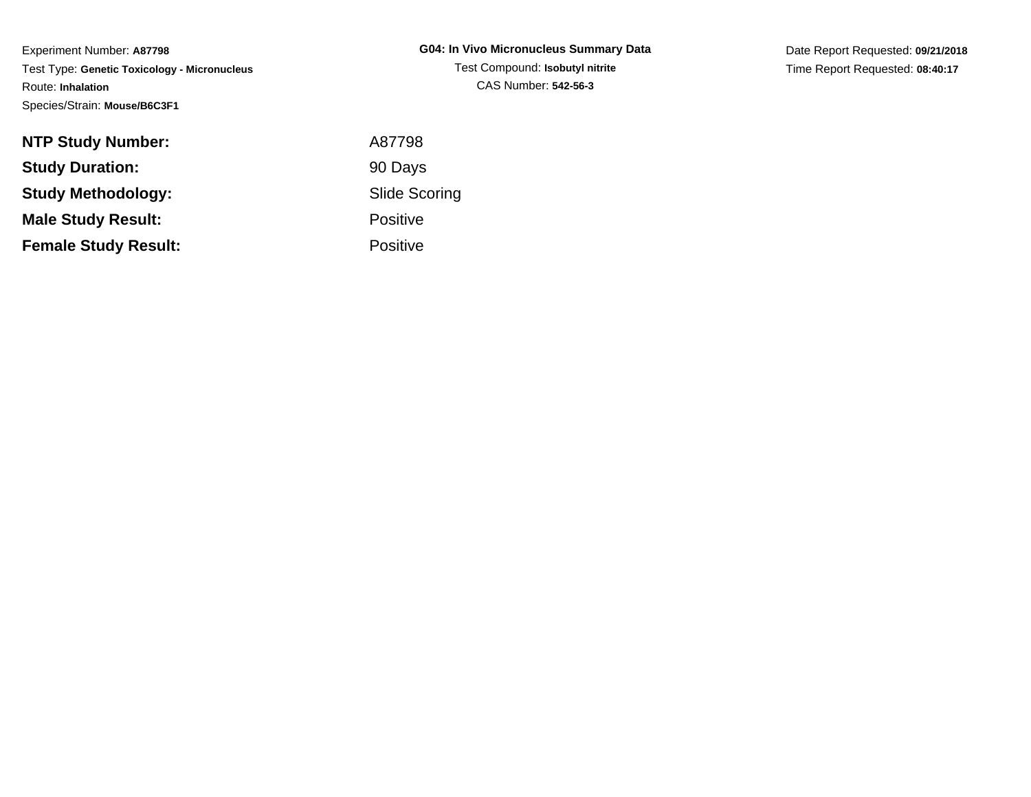Experiment Number: **A87798**
Test Type: **Genetic Toxicology - Micronucleus**
Route: **Inhalation**
Species/Strain: **Mouse/B6C3F1**

**G04: In Vivo Micronucleus Summary Data**
Test Compound: **Isobutyl nitrite**
CAS Number: **542-56-3**

Date Report Requested: **09/21/2018**
Time Report Requested: **08:40:17**

| | |
|---|---|
| **NTP Study Number:** | A87798 |
| **Study Duration:** | 90 Days |
| **Study Methodology:** | Slide Scoring |
| **Male Study Result:** | Positive |
| **Female Study Result:** | Positive |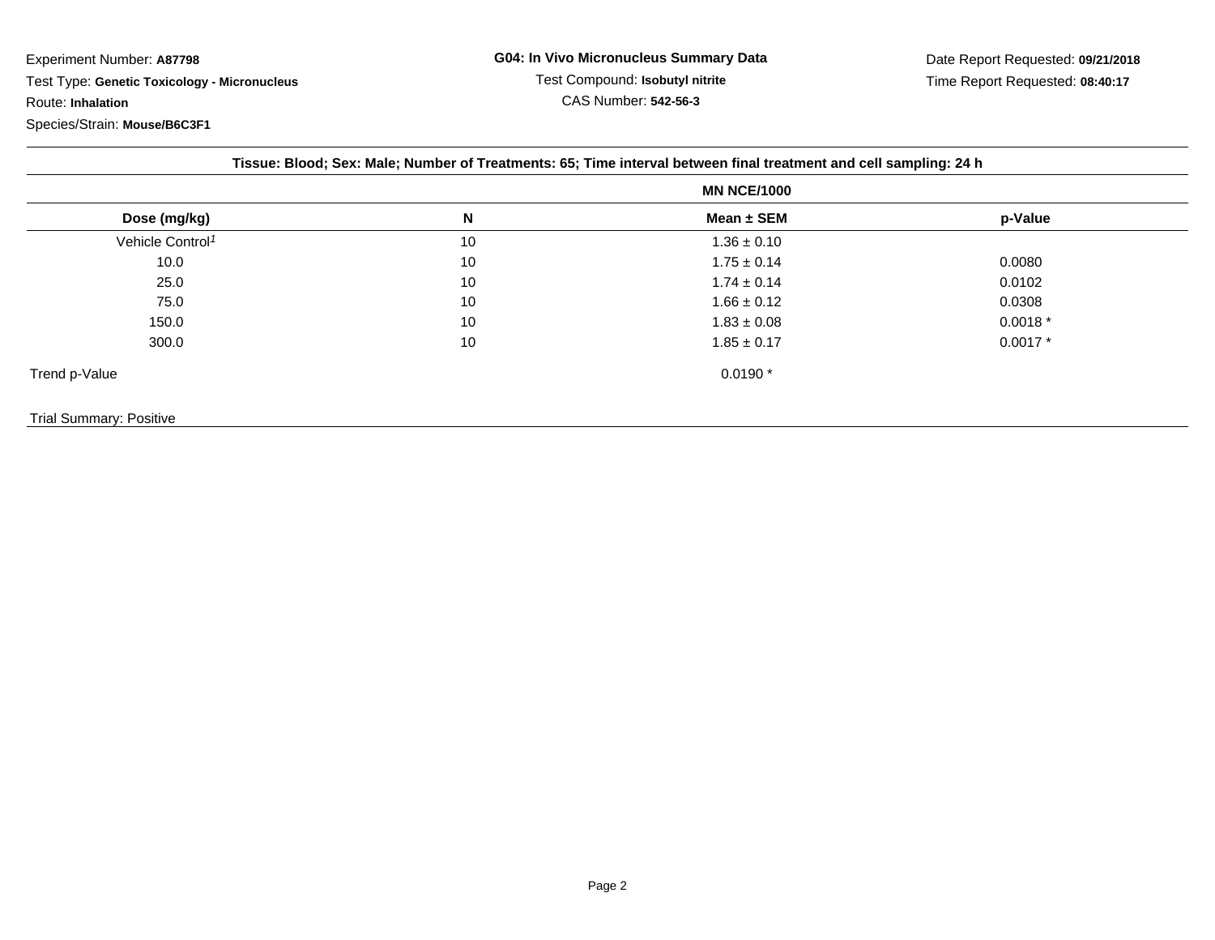Experiment Number: **A87798**

Test Type: **Genetic Toxicology - Micronucleus**

Route: **Inhalation**

Species/Strain: **Mouse/B6C3F1**

**G04: In Vivo Micronucleus Summary Data**

Test Compound: **Isobutyl nitrite**

CAS Number: **542-56-3**

Date Report Requested: **09/21/2018**

Time Report Requested: **08:40:17**

**Tissue: Blood; Sex: Male; Number of Treatments: 65; Time interval between final treatment and cell sampling: 24 h**

| | | MN NCE/1000 | |
|---|---|---|---|
| **Dose (mg/kg)** | **N** | **Mean ± SEM** | **p-Value** |
| Vehicle Control[1] | 10 | 1.36 ± 0.10 | |
| 10.0 | 10 | 1.75 ± 0.14 | 0.0080 |
| 25.0 | 10 | 1.74 ± 0.14 | 0.0102 |
| 75.0 | 10 | 1.66 ± 0.12 | 0.0308 |
| 150.0 | 10 | 1.83 ± 0.08 | 0.0018 * |
| 300.0 | 10 | 1.85 ± 0.17 | 0.0017 * |
| Trend p-Value | | 0.0190 * | |

Trial Summary: Positive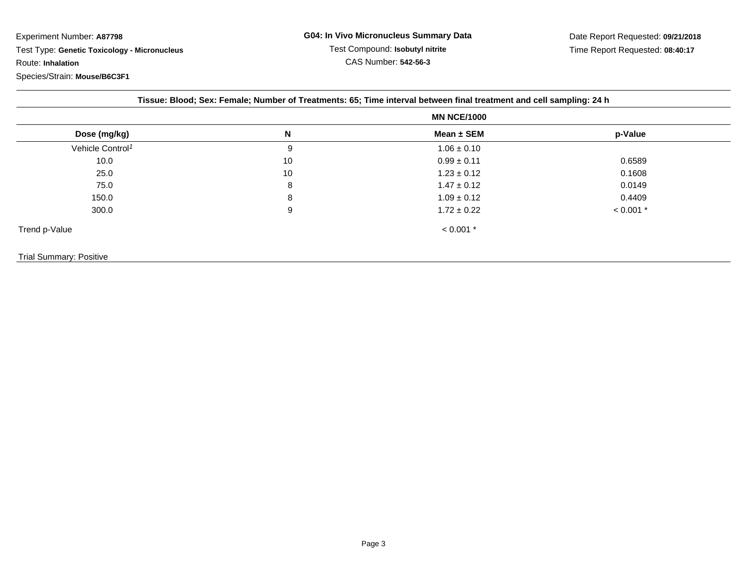Experiment Number: **A87798**

Test Type: **Genetic Toxicology - Micronucleus**

Route: **Inhalation**

Species/Strain: **Mouse/B6C3F1**

**G04: In Vivo Micronucleus Summary Data**

Test Compound: **Isobutyl nitrite**

CAS Number: **542-56-3**

Date Report Requested: **09/21/2018**

Time Report Requested: **08:40:17**

**Tissue: Blood; Sex: Female; Number of Treatments: 65; Time interval between final treatment and cell sampling: 24 h**

| | | MN NCE/1000 | |
|---|---|---|---|
| **Dose (mg/kg)** | **N** | **Mean ± SEM** | **p-Value** |
| Vehicle Control[1] | 9 | 1.06 ± 0.10 | |
| 10.0 | 10 | 0.99 ± 0.11 | 0.6589 |
| 25.0 | 10 | 1.23 ± 0.12 | 0.1608 |
| 75.0 | 8 | 1.47 ± 0.12 | 0.0149 |
| 150.0 | 8 | 1.09 ± 0.12 | 0.4409 |
| 300.0 | 9 | 1.72 ± 0.22 | < 0.001 * |
| Trend p-Value | | < 0.001 * | |

Trial Summary: Positive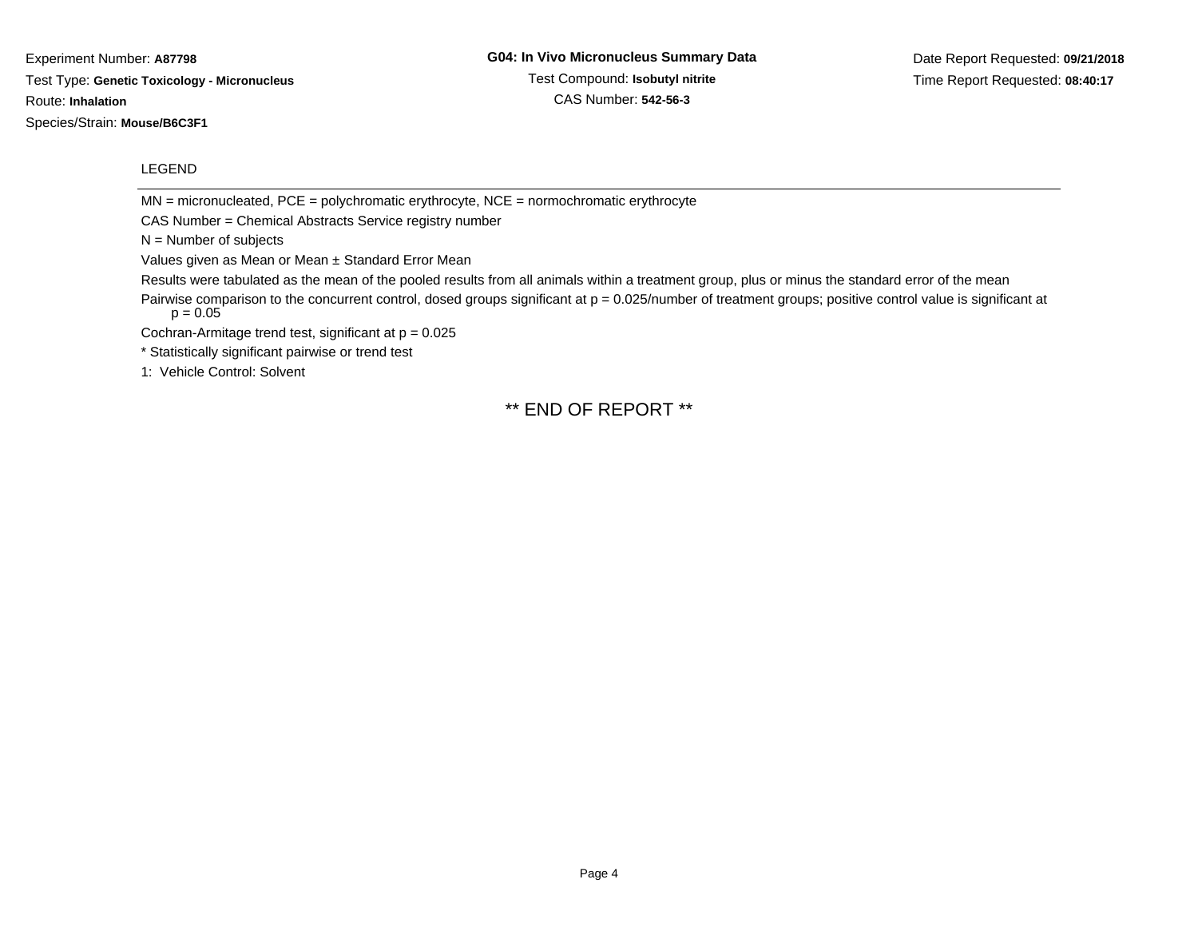Experiment Number: **A87798**

Test Type: **Genetic Toxicology - Micronucleus**

Route: **Inhalation**

Species/Strain: **Mouse/B6C3F1**

**G04: In Vivo Micronucleus Summary Data**

Test Compound: **Isobutyl nitrite**

CAS Number: **542-56-3**

Date Report Requested: **09/21/2018**

Time Report Requested: **08:40:17**

LEGEND

MN = micronucleated, PCE = polychromatic erythrocyte, NCE = normochromatic erythrocyte

CAS Number = Chemical Abstracts Service registry number

N = Number of subjects

Values given as Mean or Mean ± Standard Error Mean

Results were tabulated as the mean of the pooled results from all animals within a treatment group, plus or minus the standard error of the mean

Pairwise comparison to the concurrent control, dosed groups significant at p = 0.025/number of treatment groups; positive control value is significant at p = 0.05

Cochran-Armitage trend test, significant at p = 0.025

* Statistically significant pairwise or trend test

1: Vehicle Control: Solvent

** END OF REPORT **